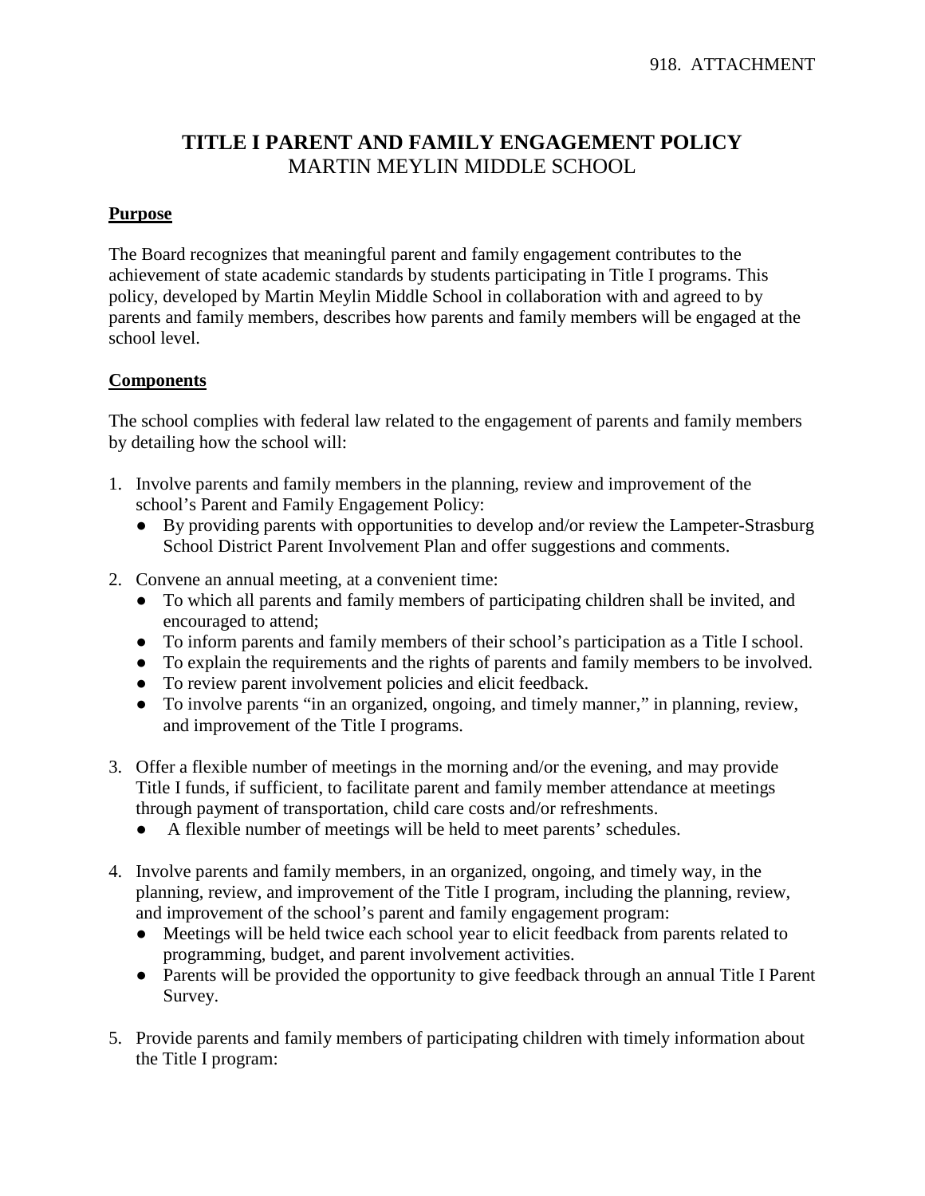# TITLE I PARENT AND FAMILY ENGAGEMENT POLICY

MARTIN MEYLIN MIDDLE SCHOOL

**Purpose**

The Board recognizes that meaningful parent and family engagement contributes to the achievement of state academic standards by students participating in Title I programs. This policy, developed by Martin Meylin Middle School in collaboration with and agreed to by parents and family members, describes how parents and family members will be engaged at the school level.

**Components**

The school complies with federal law related to the engagement of parents and family members by detailing how the school will:

1. Involve parents and family members in the planning, review and improvement of the school's Parent and Family Engagement Policy:
   - By providing parents with opportunities to develop and/or review the Lampeter-Strasburg School District Parent Involvement Plan and offer suggestions and comments.
2. Convene an annual meeting, at a convenient time:
   - To which all parents and family members of participating children shall be invited, and encouraged to attend;
   - To inform parents and family members of their school's participation as a Title I school.
   - To explain the requirements and the rights of parents and family members to be involved.
   - To review parent involvement policies and elicit feedback.
   - To involve parents "in an organized, ongoing, and timely manner," in planning, review, and improvement of the Title I programs.
3. Offer a flexible number of meetings in the morning and/or the evening, and may provide Title I funds, if sufficient, to facilitate parent and family member attendance at meetings through payment of transportation, child care costs and/or refreshments.
   - A flexible number of meetings will be held to meet parents' schedules.
4. Involve parents and family members, in an organized, ongoing, and timely way, in the planning, review, and improvement of the Title I program, including the planning, review, and improvement of the school's parent and family engagement program:
   - Meetings will be held twice each school year to elicit feedback from parents related to programming, budget, and parent involvement activities.
   - Parents will be provided the opportunity to give feedback through an annual Title I Parent Survey.
5. Provide parents and family members of participating children with timely information about the Title I program: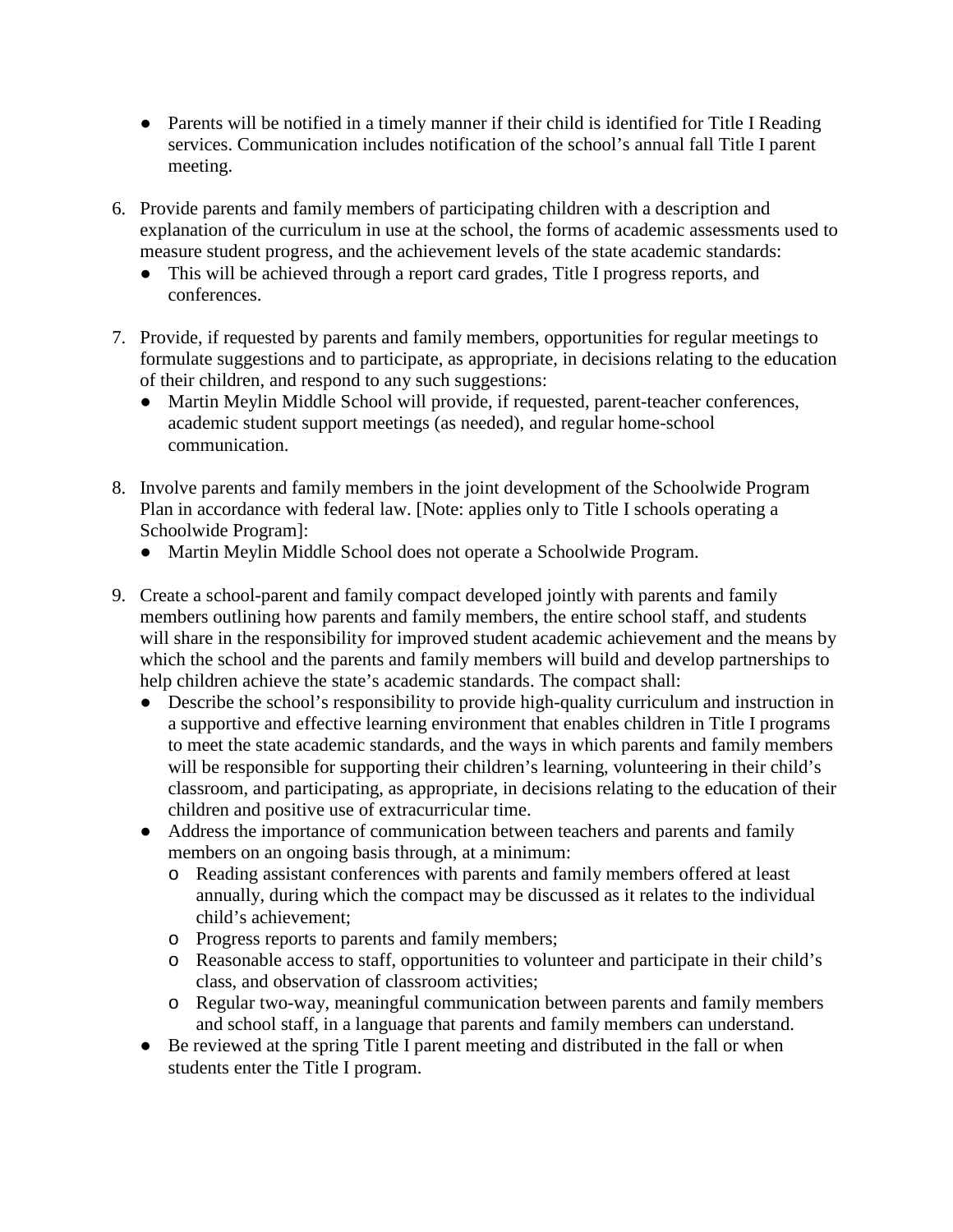- Parents will be notified in a timely manner if their child is identified for Title I Reading services. Communication includes notification of the school's annual fall Title I parent meeting.

6. Provide parents and family members of participating children with a description and explanation of the curriculum in use at the school, the forms of academic assessments used to measure student progress, and the achievement levels of the state academic standards:
   - This will be achieved through a report card grades, Title I progress reports, and conferences.

7. Provide, if requested by parents and family members, opportunities for regular meetings to formulate suggestions and to participate, as appropriate, in decisions relating to the education of their children, and respond to any such suggestions:
   - Martin Meylin Middle School will provide, if requested, parent-teacher conferences, academic student support meetings (as needed), and regular home-school communication.

8. Involve parents and family members in the joint development of the Schoolwide Program Plan in accordance with federal law. [Note: applies only to Title I schools operating a Schoolwide Program]:
   - Martin Meylin Middle School does not operate a Schoolwide Program.

9. Create a school-parent and family compact developed jointly with parents and family members outlining how parents and family members, the entire school staff, and students will share in the responsibility for improved student academic achievement and the means by which the school and the parents and family members will build and develop partnerships to help children achieve the state's academic standards. The compact shall:
   - Describe the school's responsibility to provide high-quality curriculum and instruction in a supportive and effective learning environment that enables children in Title I programs to meet the state academic standards, and the ways in which parents and family members will be responsible for supporting their children's learning, volunteering in their child's classroom, and participating, as appropriate, in decisions relating to the education of their children and positive use of extracurricular time.
   - Address the importance of communication between teachers and parents and family members on an ongoing basis through, at a minimum:
     - Reading assistant conferences with parents and family members offered at least annually, during which the compact may be discussed as it relates to the individual child's achievement;
     - Progress reports to parents and family members;
     - Reasonable access to staff, opportunities to volunteer and participate in their child's class, and observation of classroom activities;
     - Regular two-way, meaningful communication between parents and family members and school staff, in a language that parents and family members can understand.
   - Be reviewed at the spring Title I parent meeting and distributed in the fall or when students enter the Title I program.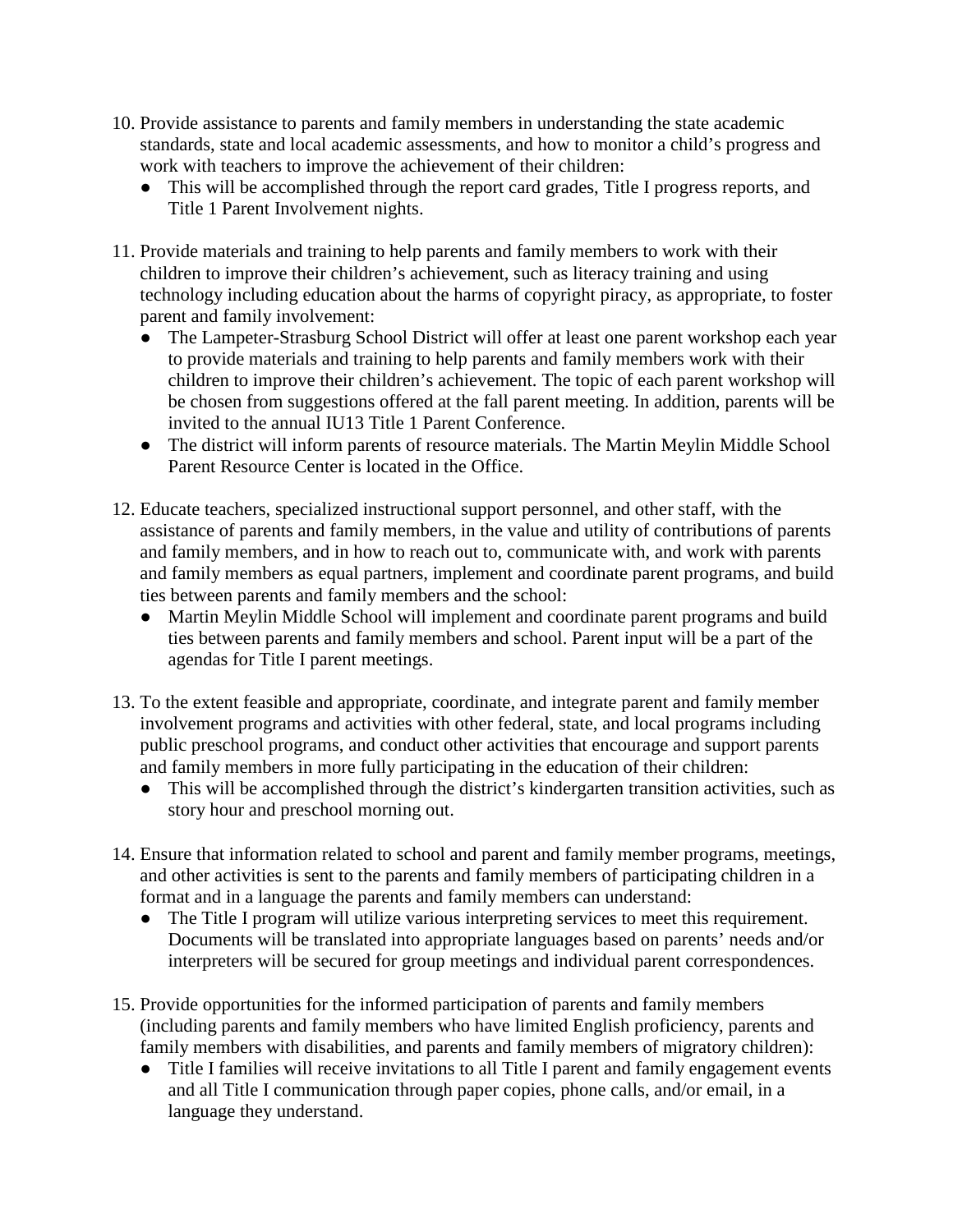10. Provide assistance to parents and family members in understanding the state academic standards, state and local academic assessments, and how to monitor a child's progress and work with teachers to improve the achievement of their children:
    - This will be accomplished through the report card grades, Title I progress reports, and Title 1 Parent Involvement nights.

11. Provide materials and training to help parents and family members to work with their children to improve their children's achievement, such as literacy training and using technology including education about the harms of copyright piracy, as appropriate, to foster parent and family involvement:
    - The Lampeter-Strasburg School District will offer at least one parent workshop each year to provide materials and training to help parents and family members work with their children to improve their children's achievement. The topic of each parent workshop will be chosen from suggestions offered at the fall parent meeting. In addition, parents will be invited to the annual IU13 Title 1 Parent Conference.
    - The district will inform parents of resource materials. The Martin Meylin Middle School Parent Resource Center is located in the Office.

12. Educate teachers, specialized instructional support personnel, and other staff, with the assistance of parents and family members, in the value and utility of contributions of parents and family members, and in how to reach out to, communicate with, and work with parents and family members as equal partners, implement and coordinate parent programs, and build ties between parents and family members and the school:
    - Martin Meylin Middle School will implement and coordinate parent programs and build ties between parents and family members and school. Parent input will be a part of the agendas for Title I parent meetings.

13. To the extent feasible and appropriate, coordinate, and integrate parent and family member involvement programs and activities with other federal, state, and local programs including public preschool programs, and conduct other activities that encourage and support parents and family members in more fully participating in the education of their children:
    - This will be accomplished through the district's kindergarten transition activities, such as story hour and preschool morning out.

14. Ensure that information related to school and parent and family member programs, meetings, and other activities is sent to the parents and family members of participating children in a format and in a language the parents and family members can understand:
    - The Title I program will utilize various interpreting services to meet this requirement. Documents will be translated into appropriate languages based on parents' needs and/or interpreters will be secured for group meetings and individual parent correspondences.

15. Provide opportunities for the informed participation of parents and family members (including parents and family members who have limited English proficiency, parents and family members with disabilities, and parents and family members of migratory children):
    - Title I families will receive invitations to all Title I parent and family engagement events and all Title I communication through paper copies, phone calls, and/or email, in a language they understand.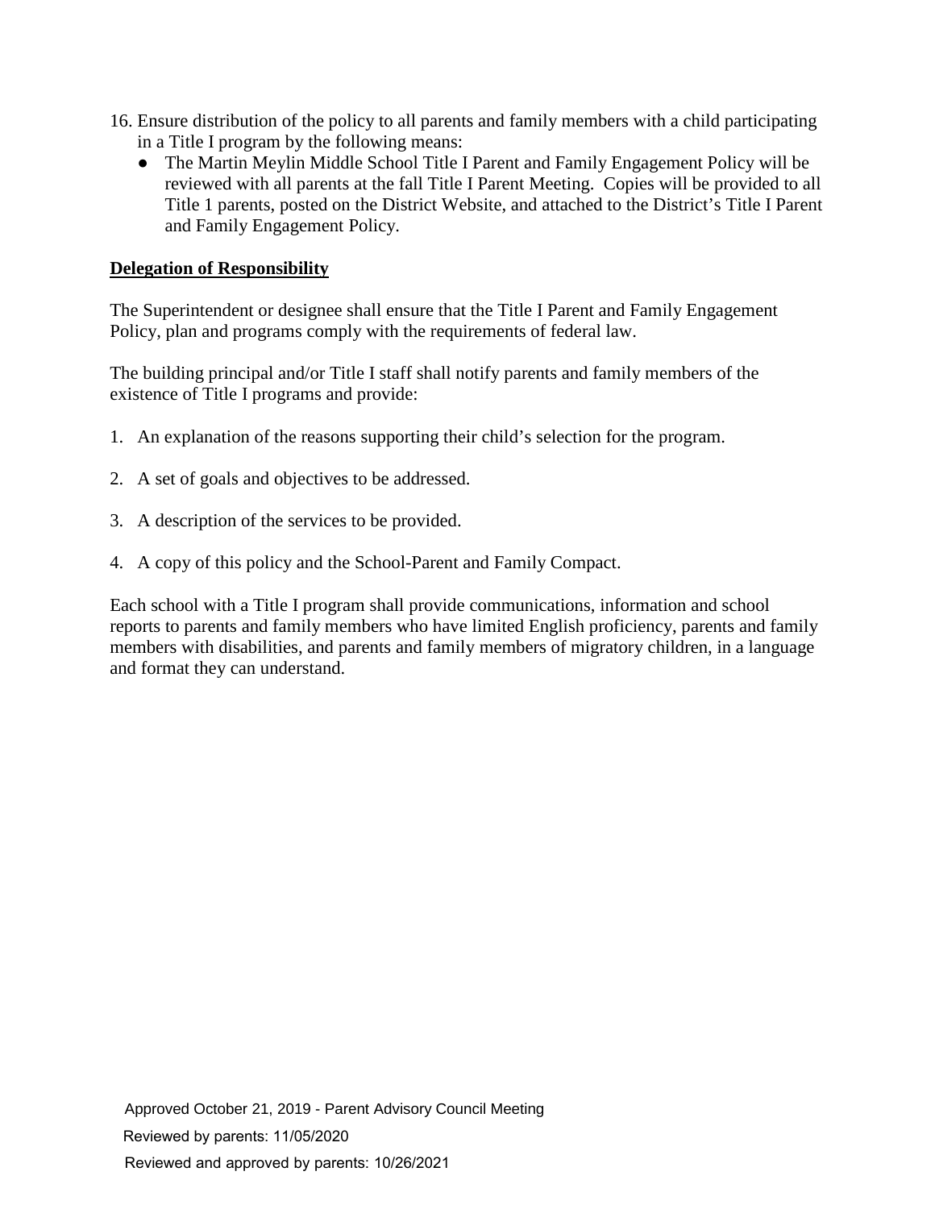16. Ensure distribution of the policy to all parents and family members with a child participating in a Title I program by the following means:
    - The Martin Meylin Middle School Title I Parent and Family Engagement Policy will be reviewed with all parents at the fall Title I Parent Meeting. Copies will be provided to all Title 1 parents, posted on the District Website, and attached to the District's Title I Parent and Family Engagement Policy.

**Delegation of Responsibility**

The Superintendent or designee shall ensure that the Title I Parent and Family Engagement Policy, plan and programs comply with the requirements of federal law.

The building principal and/or Title I staff shall notify parents and family members of the existence of Title I programs and provide:

1. An explanation of the reasons supporting their child's selection for the program.

2. A set of goals and objectives to be addressed.

3. A description of the services to be provided.

4. A copy of this policy and the School-Parent and Family Compact.

Each school with a Title I program shall provide communications, information and school reports to parents and family members who have limited English proficiency, parents and family members with disabilities, and parents and family members of migratory children, in a language and format they can understand.

Approved October 21, 2019 - Parent Advisory Council Meeting

Reviewed by parents: 11/05/2020

Reviewed and approved by parents: 10/26/2021